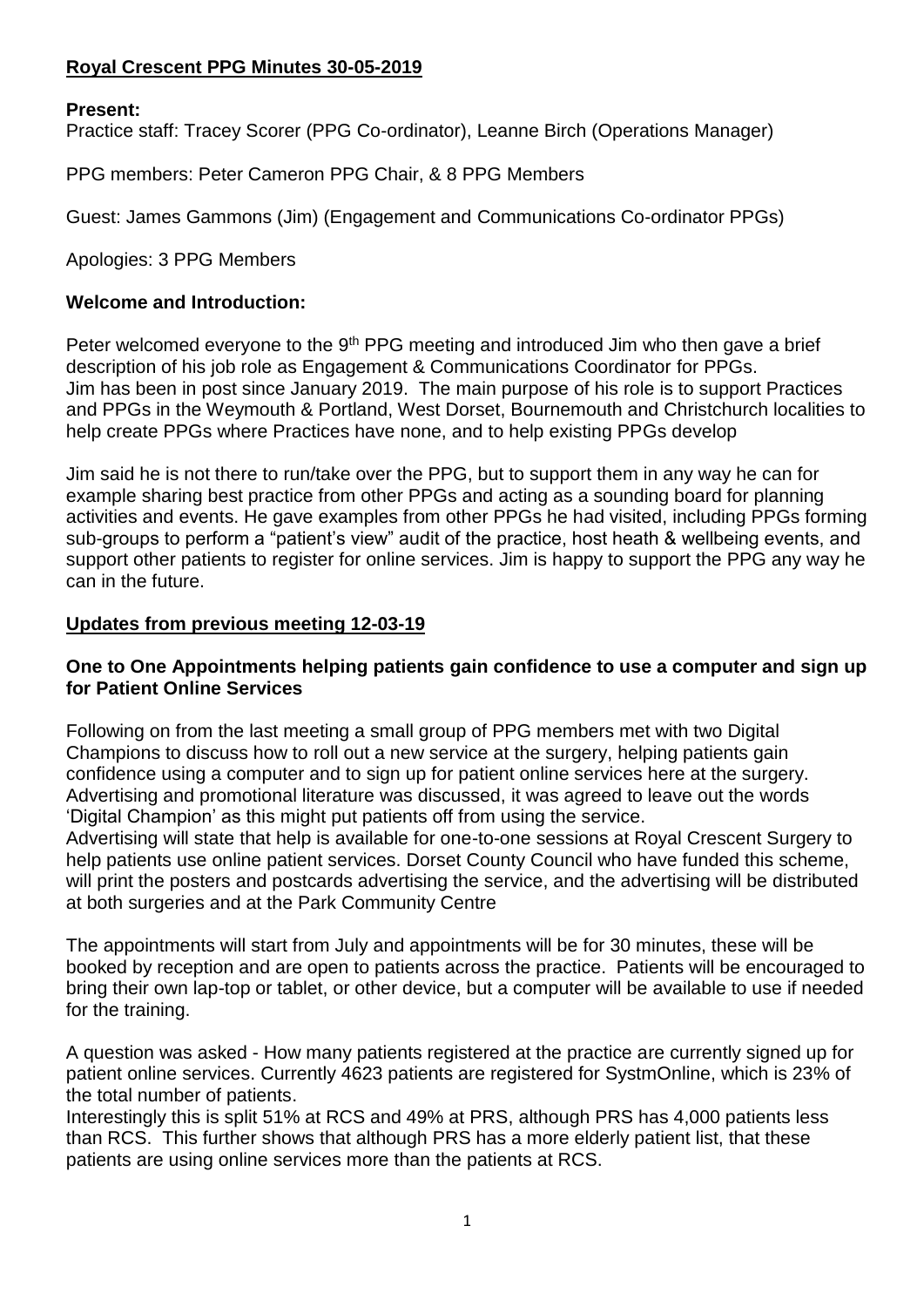# Royal Crescent PPG Minutes 30-05-2019

**Present:**

Practice staff: Tracey Scorer (PPG Co-ordinator), Leanne Birch (Operations Manager)

PPG members: Peter Cameron PPG Chair, & 8 PPG Members

Guest: James Gammons (Jim) (Engagement and Communications Co-ordinator PPGs)

Apologies: 3 PPG Members

**Welcome and Introduction:**

Peter welcomed everyone to the 9th PPG meeting and introduced Jim who then gave a brief description of his job role as Engagement & Communications Coordinator for PPGs. Jim has been in post since January 2019. The main purpose of his role is to support Practices and PPGs in the Weymouth & Portland, West Dorset, Bournemouth and Christchurch localities to help create PPGs where Practices have none, and to help existing PPGs develop

Jim said he is not there to run/take over the PPG, but to support them in any way he can for example sharing best practice from other PPGs and acting as a sounding board for planning activities and events. He gave examples from other PPGs he had visited, including PPGs forming sub-groups to perform a "patient's view" audit of the practice, host heath & wellbeing events, and support other patients to register for online services. Jim is happy to support the PPG any way he can in the future.

## Updates from previous meeting 12-03-19

**One to One Appointments helping patients gain confidence to use a computer and sign up for Patient Online Services**

Following on from the last meeting a small group of PPG members met with two Digital Champions to discuss how to roll out a new service at the surgery, helping patients gain confidence using a computer and to sign up for patient online services here at the surgery. Advertising and promotional literature was discussed, it was agreed to leave out the words 'Digital Champion' as this might put patients off from using the service.
Advertising will state that help is available for one-to-one sessions at Royal Crescent Surgery to help patients use online patient services. Dorset County Council who have funded this scheme, will print the posters and postcards advertising the service, and the advertising will be distributed at both surgeries and at the Park Community Centre

The appointments will start from July and appointments will be for 30 minutes, these will be booked by reception and are open to patients across the practice. Patients will be encouraged to bring their own lap-top or tablet, or other device, but a computer will be available to use if needed for the training.

A question was asked - How many patients registered at the practice are currently signed up for patient online services. Currently 4623 patients are registered for SystmOnline, which is 23% of the total number of patients.
Interestingly this is split 51% at RCS and 49% at PRS, although PRS has 4,000 patients less than RCS. This further shows that although PRS has a more elderly patient list, that these patients are using online services more than the patients at RCS.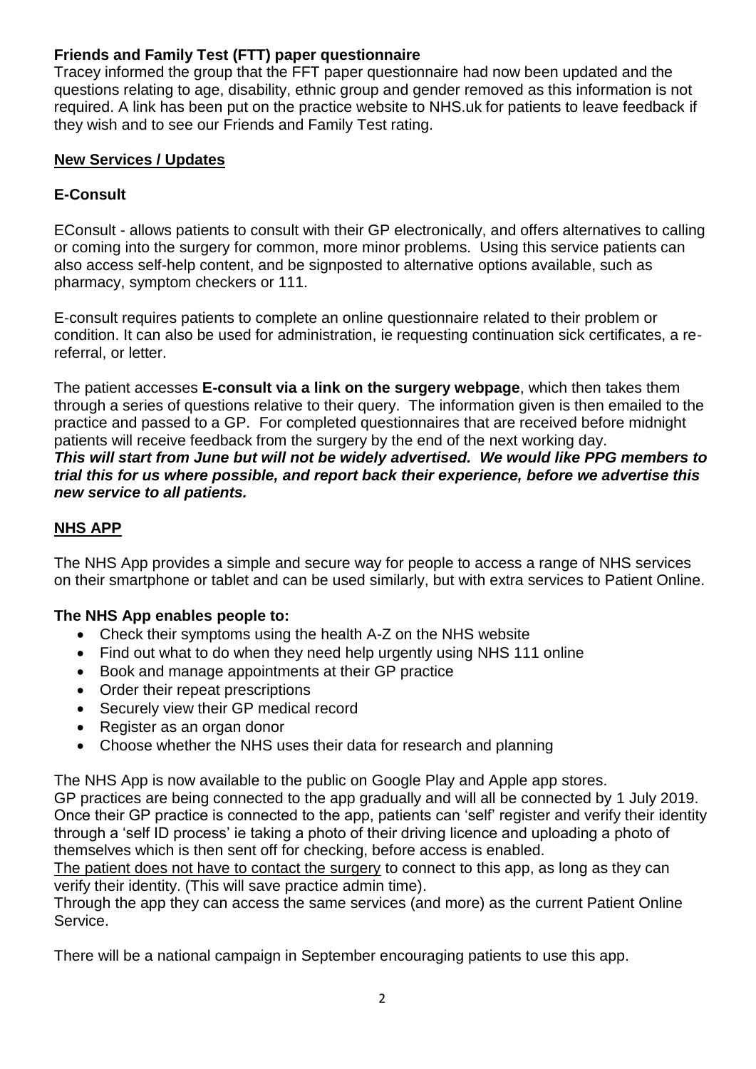**Friends and Family Test (FTT) paper questionnaire**

Tracey informed the group that the FFT paper questionnaire had now been updated and the questions relating to age, disability, ethnic group and gender removed as this information is not required. A link has been put on the practice website to NHS.uk for patients to leave feedback if they wish and to see our Friends and Family Test rating.

## New Services / Updates

### E-Consult

EConsult - allows patients to consult with their GP electronically, and offers alternatives to calling or coming into the surgery for common, more minor problems. Using this service patients can also access self-help content, and be signposted to alternative options available, such as pharmacy, symptom checkers or 111.

E-consult requires patients to complete an online questionnaire related to their problem or condition. It can also be used for administration, ie requesting continuation sick certificates, a re-referral, or letter.

The patient accesses **E-consult via a link on the surgery webpage**, which then takes them through a series of questions relative to their query. The information given is then emailed to the practice and passed to a GP. For completed questionnaires that are received before midnight patients will receive feedback from the surgery by the end of the next working day.
***This will start from June but will not be widely advertised. We would like PPG members to trial this for us where possible, and report back their experience, before we advertise this new service to all patients.***

## NHS APP

The NHS App provides a simple and secure way for people to access a range of NHS services on their smartphone or tablet and can be used similarly, but with extra services to Patient Online.

**The NHS App enables people to:**

- Check their symptoms using the health A-Z on the NHS website
- Find out what to do when they need help urgently using NHS 111 online
- Book and manage appointments at their GP practice
- Order their repeat prescriptions
- Securely view their GP medical record
- Register as an organ donor
- Choose whether the NHS uses their data for research and planning

The NHS App is now available to the public on Google Play and Apple app stores.
GP practices are being connected to the app gradually and will all be connected by 1 July 2019. Once their GP practice is connected to the app, patients can 'self' register and verify their identity through a 'self ID process' ie taking a photo of their driving licence and uploading a photo of themselves which is then sent off for checking, before access is enabled.
The patient does not have to contact the surgery to connect to this app, as long as they can verify their identity. (This will save practice admin time).
Through the app they can access the same services (and more) as the current Patient Online Service.

There will be a national campaign in September encouraging patients to use this app.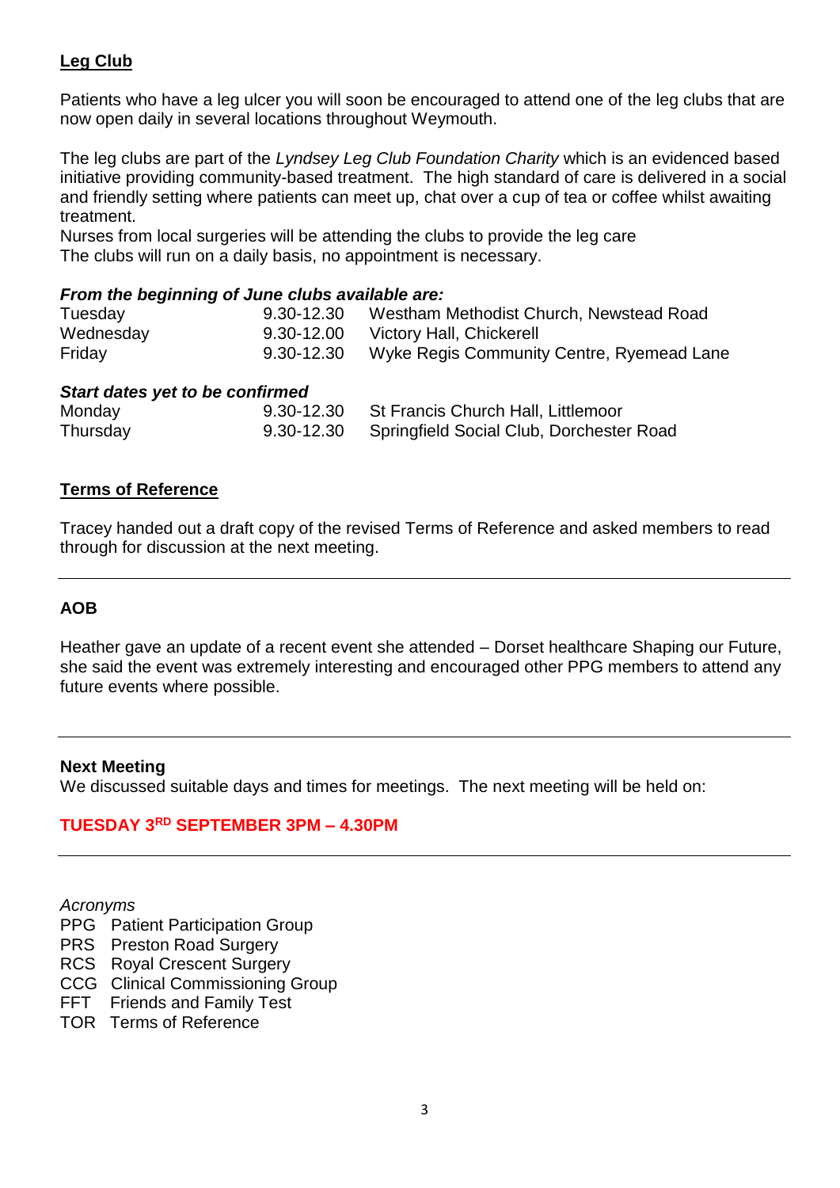## Leg Club

Patients who have a leg ulcer you will soon be encouraged to attend one of the leg clubs that are now open daily in several locations throughout Weymouth.

The leg clubs are part of the *Lyndsey Leg Club Foundation Charity* which is an evidenced based initiative providing community-based treatment. The high standard of care is delivered in a social and friendly setting where patients can meet up, chat over a cup of tea or coffee whilst awaiting treatment.
Nurses from local surgeries will be attending the clubs to provide the leg care
The clubs will run on a daily basis, no appointment is necessary.

***From the beginning of June clubs available are:***

| | | |
|---|---|---|
| Tuesday | 9.30-12.30 | Westham Methodist Church, Newstead Road |
| Wednesday | 9.30-12.00 | Victory Hall, Chickerell |
| Friday | 9.30-12.30 | Wyke Regis Community Centre, Ryemead Lane |

***Start dates yet to be confirmed***

| | | |
|---|---|---|
| Monday | 9.30-12.30 | St Francis Church Hall, Littlemoor |
| Thursday | 9.30-12.30 | Springfield Social Club, Dorchester Road |

## Terms of Reference

Tracey handed out a draft copy of the revised Terms of Reference and asked members to read through for discussion at the next meeting.

---

**AOB**

Heather gave an update of a recent event she attended – Dorset healthcare Shaping our Future, she said the event was extremely interesting and encouraged other PPG members to attend any future events where possible.

---

**Next Meeting**
We discussed suitable days and times for meetings. The next meeting will be held on:

**TUESDAY 3RD SEPTEMBER 3PM – 4.30PM**

---

*Acronyms*
PPG Patient Participation Group
PRS Preston Road Surgery
RCS Royal Crescent Surgery
CCG Clinical Commissioning Group
FFT Friends and Family Test
TOR Terms of Reference